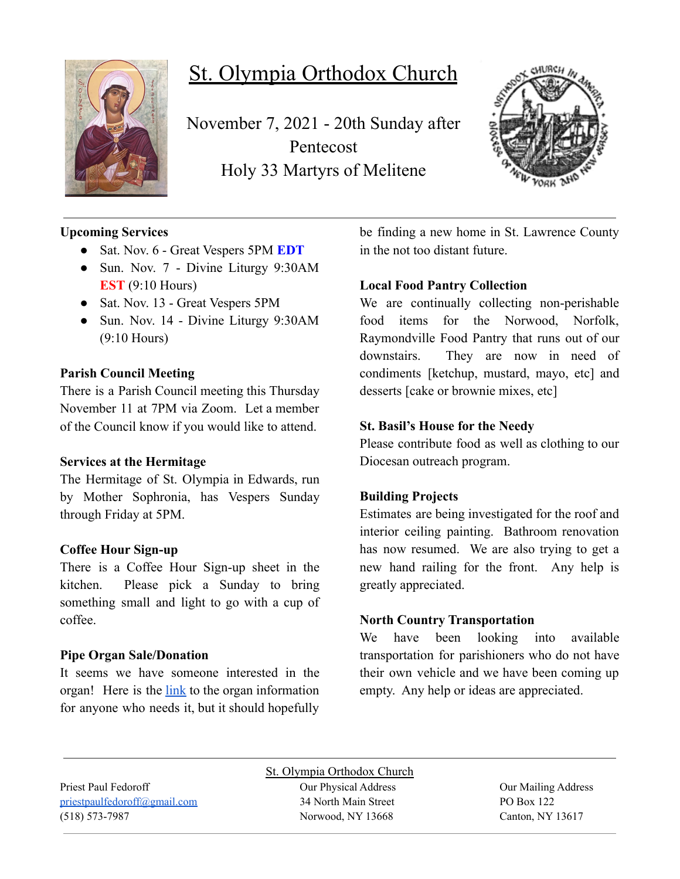# St. Olympia Orthodox Church

November 7, 2021 - 20th Sunday after Pentecost
Holy 33 Martyrs of Melitene

**Upcoming Services**

- Sat. Nov. 6 - Great Vespers 5PM **EDT**
- Sun. Nov. 7 - Divine Liturgy 9:30AM **EST** (9:10 Hours)
- Sat. Nov. 13 - Great Vespers 5PM
- Sun. Nov. 14 - Divine Liturgy 9:30AM (9:10 Hours)

**Parish Council Meeting**

There is a Parish Council meeting this Thursday November 11 at 7PM via Zoom. Let a member of the Council know if you would like to attend.

**Services at the Hermitage**

The Hermitage of St. Olympia in Edwards, run by Mother Sophronia, has Vespers Sunday through Friday at 5PM.

**Coffee Hour Sign-up**

There is a Coffee Hour Sign-up sheet in the kitchen. Please pick a Sunday to bring something small and light to go with a cup of coffee.

**Pipe Organ Sale/Donation**

It seems we have someone interested in the organ! Here is the link to the organ information for anyone who needs it, but it should hopefully be finding a new home in St. Lawrence County in the not too distant future.

**Local Food Pantry Collection**

We are continually collecting non-perishable food items for the Norwood, Norfolk, Raymondville Food Pantry that runs out of our downstairs. They are now in need of condiments [ketchup, mustard, mayo, etc] and desserts [cake or brownie mixes, etc]

**St. Basil's House for the Needy**

Please contribute food as well as clothing to our Diocesan outreach program.

**Building Projects**

Estimates are being investigated for the roof and interior ceiling painting. Bathroom renovation has now resumed. We are also trying to get a new hand railing for the front. Any help is greatly appreciated.

**North Country Transportation**

We have been looking into available transportation for parishioners who do not have their own vehicle and we have been coming up empty. Any help or ideas are appreciated.

---

St. Olympia Orthodox Church

Priest Paul Fedoroff
priestpaulfedoroff@gmail.com
(518) 573-7987

Our Physical Address
34 North Main Street
Norwood, NY 13668

Our Mailing Address
PO Box 122
Canton, NY 13617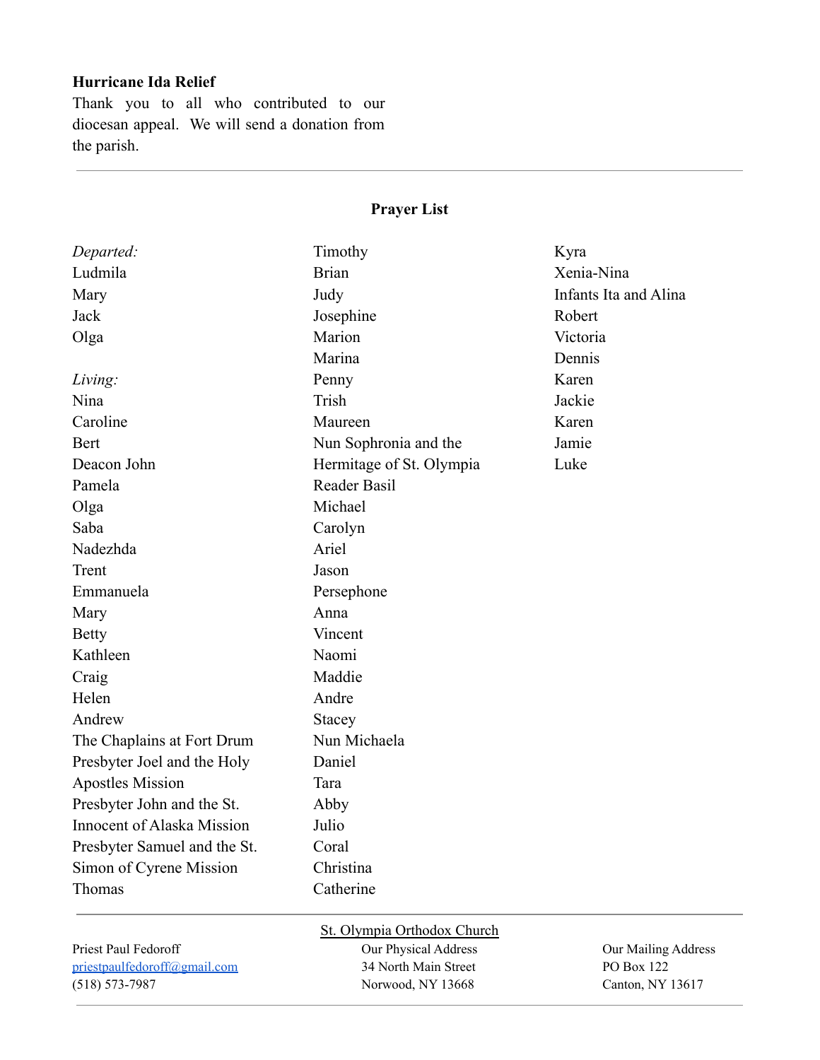**Hurricane Ida Relief**

Thank you to all who contributed to our diocesan appeal. We will send a donation from the parish.

---

**Prayer List**

*Departed:*

Ludmila
Mary
Jack
Olga

*Living:*

Nina
Caroline
Bert
Deacon John
Pamela
Olga
Saba
Nadezhda
Trent
Emmanuela
Mary
Betty
Kathleen
Craig
Helen
Andrew
The Chaplains at Fort Drum
Presbyter Joel and the Holy Apostles Mission
Presbyter John and the St. Innocent of Alaska Mission
Presbyter Samuel and the St. Simon of Cyrene Mission
Thomas
Timothy
Brian
Judy
Josephine
Marion
Marina
Penny
Trish
Maureen
Nun Sophronia and the Hermitage of St. Olympia
Reader Basil
Michael
Carolyn
Ariel
Jason
Persephone
Anna
Vincent
Naomi
Maddie
Andre
Stacey
Nun Michaela
Daniel
Tara
Abby
Julio
Coral
Christina
Catherine
Kyra
Xenia-Nina
Infants Ita and Alina
Robert
Victoria
Dennis
Karen
Jackie
Karen
Jamie
Luke

---

St. Olympia Orthodox Church

Priest Paul Fedoroff
priestpaulfedoroff@gmail.com
(518) 573-7987

Our Physical Address
34 North Main Street
Norwood, NY 13668

Our Mailing Address
PO Box 122
Canton, NY 13617